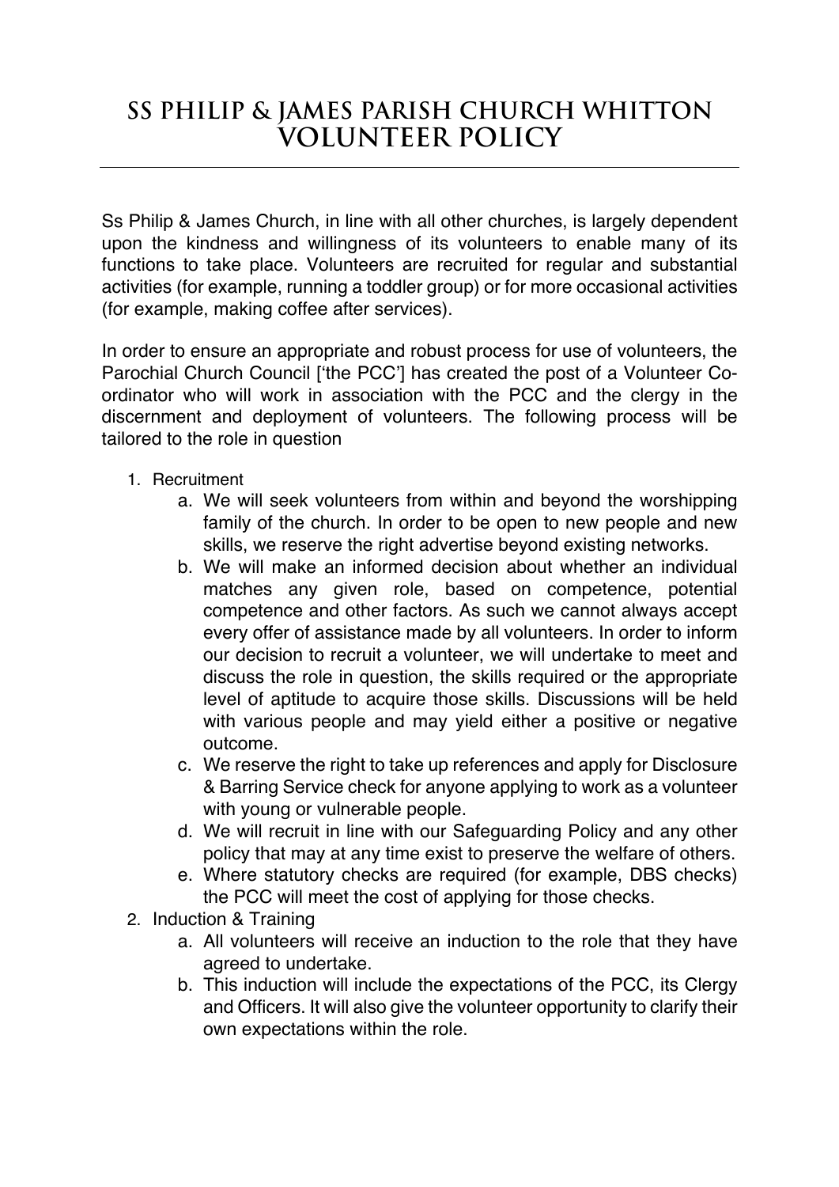# SS PHILIP & JAMES PARISH CHURCH WHITTON VOLUNTEER POLICY

Ss Philip & James Church, in line with all other churches, is largely dependent upon the kindness and willingness of its volunteers to enable many of its functions to take place. Volunteers are recruited for regular and substantial activities (for example, running a toddler group) or for more occasional activities (for example, making coffee after services).

In order to ensure an appropriate and robust process for use of volunteers, the Parochial Church Council ['the PCC'] has created the post of a Volunteer Co-ordinator who will work in association with the PCC and the clergy in the discernment and deployment of volunteers. The following process will be tailored to the role in question

1. Recruitment
    a. We will seek volunteers from within and beyond the worshipping family of the church. In order to be open to new people and new skills, we reserve the right advertise beyond existing networks.
    b. We will make an informed decision about whether an individual matches any given role, based on competence, potential competence and other factors. As such we cannot always accept every offer of assistance made by all volunteers. In order to inform our decision to recruit a volunteer, we will undertake to meet and discuss the role in question, the skills required or the appropriate level of aptitude to acquire those skills. Discussions will be held with various people and may yield either a positive or negative outcome.
    c. We reserve the right to take up references and apply for Disclosure & Barring Service check for anyone applying to work as a volunteer with young or vulnerable people.
    d. We will recruit in line with our Safeguarding Policy and any other policy that may at any time exist to preserve the welfare of others.
    e. Where statutory checks are required (for example, DBS checks) the PCC will meet the cost of applying for those checks.
2. Induction & Training
    a. All volunteers will receive an induction to the role that they have agreed to undertake.
    b. This induction will include the expectations of the PCC, its Clergy and Officers. It will also give the volunteer opportunity to clarify their own expectations within the role.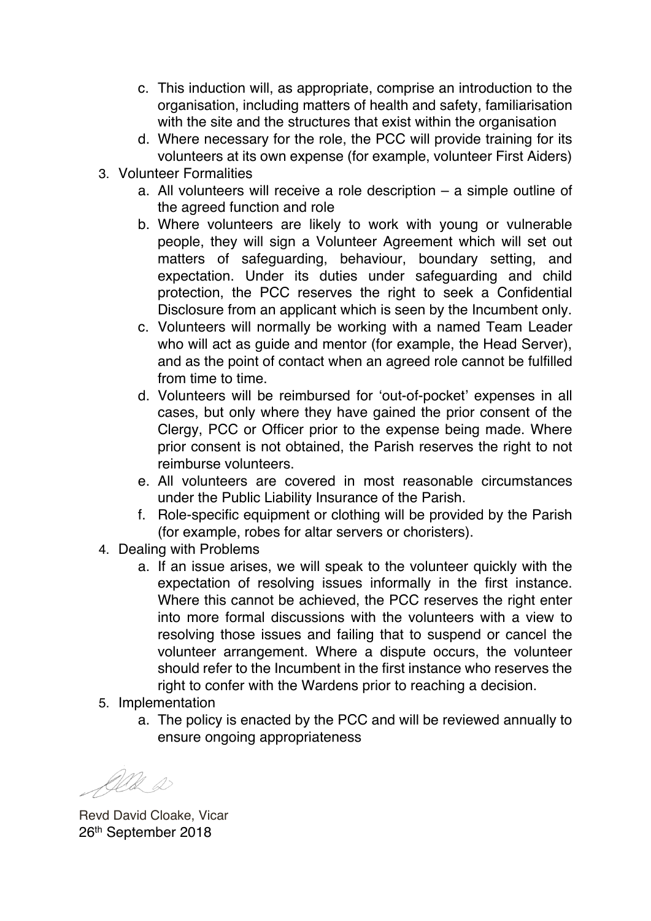c. This induction will, as appropriate, comprise an introduction to the organisation, including matters of health and safety, familiarisation with the site and the structures that exist within the organisation
d. Where necessary for the role, the PCC will provide training for its volunteers at its own expense (for example, volunteer First Aiders)

3. Volunteer Formalities
   a. All volunteers will receive a role description – a simple outline of the agreed function and role
   b. Where volunteers are likely to work with young or vulnerable people, they will sign a Volunteer Agreement which will set out matters of safeguarding, behaviour, boundary setting, and expectation. Under its duties under safeguarding and child protection, the PCC reserves the right to seek a Confidential Disclosure from an applicant which is seen by the Incumbent only.
   c. Volunteers will normally be working with a named Team Leader who will act as guide and mentor (for example, the Head Server), and as the point of contact when an agreed role cannot be fulfilled from time to time.
   d. Volunteers will be reimbursed for 'out-of-pocket' expenses in all cases, but only where they have gained the prior consent of the Clergy, PCC or Officer prior to the expense being made. Where prior consent is not obtained, the Parish reserves the right to not reimburse volunteers.
   e. All volunteers are covered in most reasonable circumstances under the Public Liability Insurance of the Parish.
   f. Role-specific equipment or clothing will be provided by the Parish (for example, robes for altar servers or choristers).
4. Dealing with Problems
   a. If an issue arises, we will speak to the volunteer quickly with the expectation of resolving issues informally in the first instance. Where this cannot be achieved, the PCC reserves the right enter into more formal discussions with the volunteers with a view to resolving those issues and failing that to suspend or cancel the volunteer arrangement. Where a dispute occurs, the volunteer should refer to the Incumbent in the first instance who reserves the right to confer with the Wardens prior to reaching a decision.
5. Implementation
   a. The policy is enacted by the PCC and will be reviewed annually to ensure ongoing appropriateness

Revd David Cloake, Vicar
26th September 2018